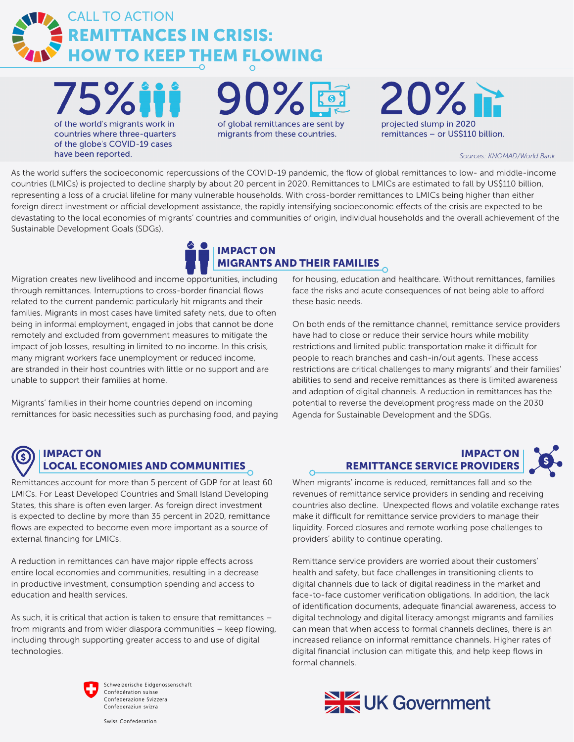# CALL TO ACTION
# REMITTANCES IN CRISIS: HOW TO KEEP THEM FLOWING

**75%** of the world's migrants work in countries where three-quarters of the globe's COVID-19 cases have been reported.

**90%** of global remittances are sent by migrants from these countries.

**20%** projected slump in 2020 remittances – or US$110 billion.

*Sources: KNOMAD/World Bank*

As the world suffers the socioeconomic repercussions of the COVID-19 pandemic, the flow of global remittances to low- and middle-income countries (LMICs) is projected to decline sharply by about 20 percent in 2020. Remittances to LMICs are estimated to fall by US$110 billion, representing a loss of a crucial lifeline for many vulnerable households. With cross-border remittances to LMICs being higher than either foreign direct investment or official development assistance, the rapidly intensifying socioeconomic effects of the crisis are expected to be devastating to the local economies of migrants' countries and communities of origin, individual households and the overall achievement of the Sustainable Development Goals (SDGs).

## IMPACT ON MIGRANTS AND THEIR FAMILIES

Migration creates new livelihood and income opportunities, including through remittances. Interruptions to cross-border financial flows related to the current pandemic particularly hit migrants and their families. Migrants in most cases have limited safety nets, due to often being in informal employment, engaged in jobs that cannot be done remotely and excluded from government measures to mitigate the impact of job losses, resulting in limited to no income. In this crisis, many migrant workers face unemployment or reduced income, are stranded in their host countries with little or no support and are unable to support their families at home.

Migrants' families in their home countries depend on incoming remittances for basic necessities such as purchasing food, and paying for housing, education and healthcare. Without remittances, families face the risks and acute consequences of not being able to afford these basic needs.

On both ends of the remittance channel, remittance service providers have had to close or reduce their service hours while mobility restrictions and limited public transportation make it difficult for people to reach branches and cash-in/out agents. These access restrictions are critical challenges to many migrants' and their families' abilities to send and receive remittances as there is limited awareness and adoption of digital channels. A reduction in remittances has the potential to reverse the development progress made on the 2030 Agenda for Sustainable Development and the SDGs.

## IMPACT ON LOCAL ECONOMIES AND COMMUNITIES

Remittances account for more than 5 percent of GDP for at least 60 LMICs. For Least Developed Countries and Small Island Developing States, this share is often even larger. As foreign direct investment is expected to decline by more than 35 percent in 2020, remittance flows are expected to become even more important as a source of external financing for LMICs.

A reduction in remittances can have major ripple effects across entire local economies and communities, resulting in a decrease in productive investment, consumption spending and access to education and health services.

As such, it is critical that action is taken to ensure that remittances – from migrants and from wider diaspora communities – keep flowing, including through supporting greater access to and use of digital technologies.

## IMPACT ON REMITTANCE SERVICE PROVIDERS

When migrants' income is reduced, remittances fall and so the revenues of remittance service providers in sending and receiving countries also decline. Unexpected flows and volatile exchange rates make it difficult for remittance service providers to manage their liquidity. Forced closures and remote working pose challenges to providers' ability to continue operating.

Remittance service providers are worried about their customers' health and safety, but face challenges in transitioning clients to digital channels due to lack of digital readiness in the market and face-to-face customer verification obligations. In addition, the lack of identification documents, adequate financial awareness, access to digital technology and digital literacy amongst migrants and families can mean that when access to formal channels declines, there is an increased reliance on informal remittance channels. Higher rates of digital financial inclusion can mitigate this, and help keep flows in formal channels.

Schweizerische Eidgenossenschaft
Confédération suisse
Confederazione Svizzera
Confederaziun svizra

Swiss Confederation

UK Government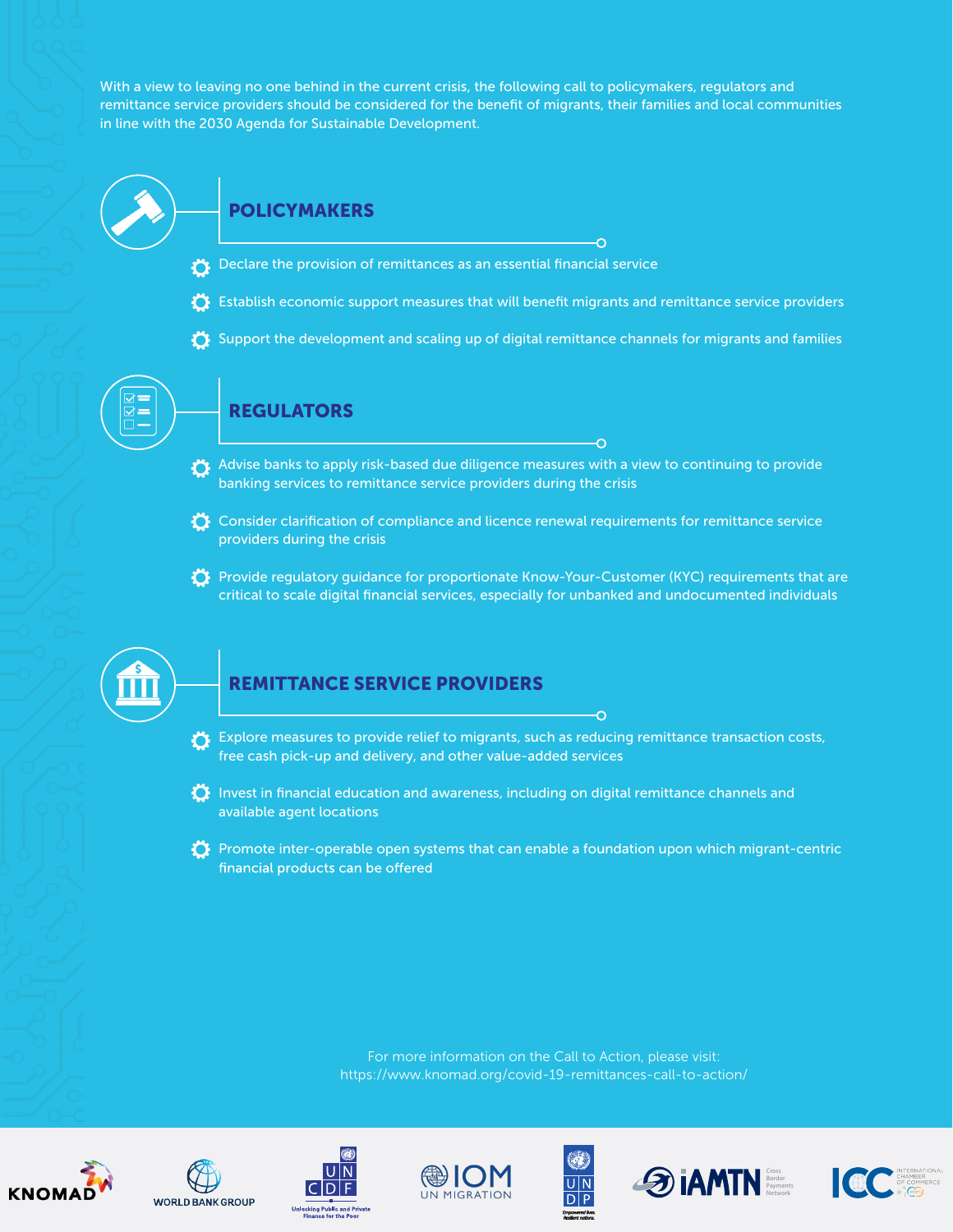With a view to leaving no one behind in the current crisis, the following call to policymakers, regulators and remittance service providers should be considered for the benefit of migrants, their families and local communities in line with the 2030 Agenda for Sustainable Development.

## POLICYMAKERS

- Declare the provision of remittances as an essential financial service
- Establish economic support measures that will benefit migrants and remittance service providers
- Support the development and scaling up of digital remittance channels for migrants and families

## REGULATORS

- Advise banks to apply risk-based due diligence measures with a view to continuing to provide banking services to remittance service providers during the crisis
- Consider clarification of compliance and licence renewal requirements for remittance service providers during the crisis
- Provide regulatory guidance for proportionate Know-Your-Customer (KYC) requirements that are critical to scale digital financial services, especially for unbanked and undocumented individuals

## REMITTANCE SERVICE PROVIDERS

- Explore measures to provide relief to migrants, such as reducing remittance transaction costs, free cash pick-up and delivery, and other value-added services
- Invest in financial education and awareness, including on digital remittance channels and available agent locations
- Promote inter-operable open systems that can enable a foundation upon which migrant-centric financial products can be offered

For more information on the Call to Action, please visit:
https://www.knomad.org/covid-19-remittances-call-to-action/

KNOMAD | WORLD BANK GROUP | UNCDF Unlocking Public and Private Finance for the Poor | IOM UN MIGRATION | UNDP Empowered lives. Resilient nations. | IAMTN Cross Border Payments Network | ICC International Chamber of Commerce